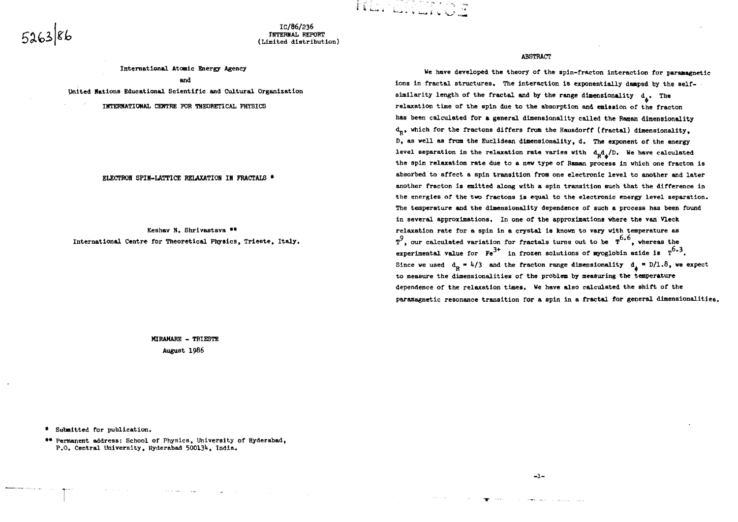5263/86

IC/86/236
INTERNAL REPORT
(Limited distribution)

International Atomic Energy Agency

and

United Nations Educational Scientific and Cultural Organization

INTERNATIONAL CENTRE FOR THEORETICAL PHYSICS

# ELECTRON SPIN-LATTICE RELAXATION IN FRACTALS *

Keshav N. Shrivastava **

International Centre for Theoretical Physics, Trieste, Italy.

MIRAMARE – TRIESTE

August 1986

\* Submitted for publication.

\*\* Permanent address: School of Physics, University of Hyderabad, P.O. Central University, Hyderabad 500134, India.

## ABSTRACT

We have developed the theory of the spin-fracton interaction for paramagnetic ions in fractal structures. The interaction is exponentially damped by the self-similarity length of the fractal and by the range dimensionality $d_\phi$. The relaxation time of the spin due to the absorption and emission of the fracton has been calculated for a general dimensionality called the Raman dimensionality $d_R$, which for the fractons differs from the Hausdorff (fractal) dimensionality, D, as well as from the Euclidean dimensionality, d. The exponent of the energy level separation in the relaxation rate varies with $d_R d_\phi/D$. We have calculated the spin relaxation rate due to a new type of Raman process in which one fracton is absorbed to affect a spin transition from one electronic level to another and later another fracton is emitted along with a spin transition such that the difference in the energies of the two fractons is equal to the electronic energy level separation. The temperature and the dimensionality dependence of such a process has been found in several approximations. In one of the approximations where the van Vleck relaxation rate for a spin in a crystal is known to vary with temperature as $T^9$, our calculated variation for fractals turns out to be $T^{6.6}$, whereas the experimental value for $Fe^{3+}$ in frozen solutions of myoglobin azide is $T^{6.3}$. Since we used $d_R = 4/3$ and the fracton range dimensionality $d_\phi = D/1.8$, we expect to measure the dimensionalities of the problem by measuring the temperature dependence of the relaxation times. We have also calculated the shift of the paramagnetic resonance transition for a spin in a fractal for general dimensionalities.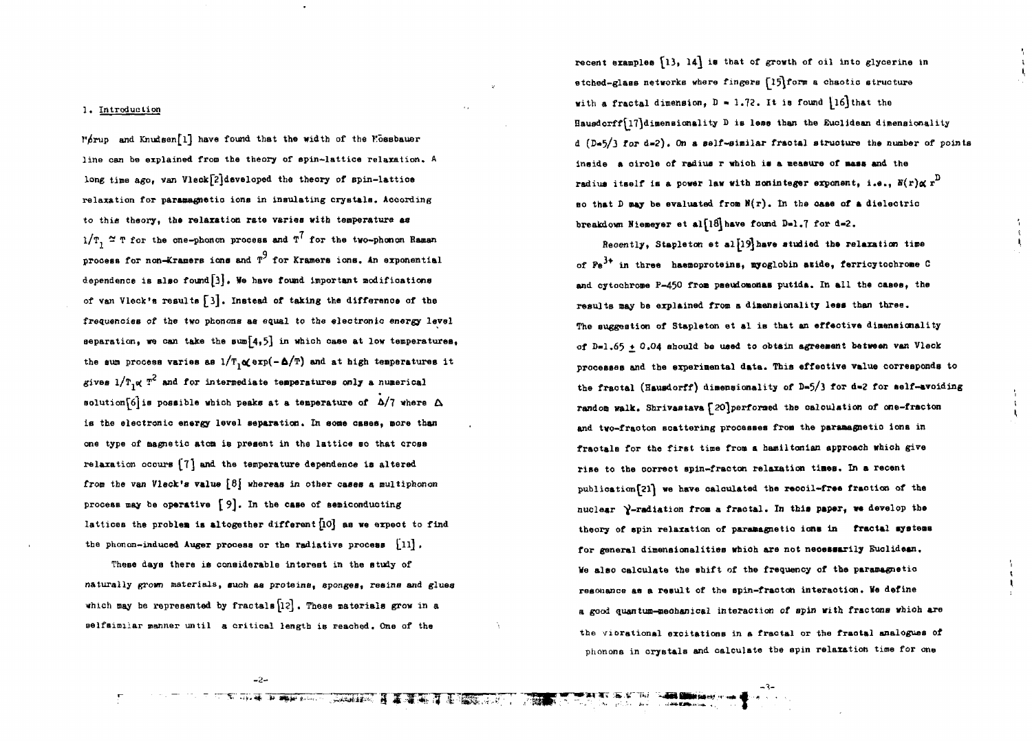## 1. Introduction

Mørup and Knudsen[1] have found that the width of the Mössbauer line can be explained from the theory of spin-lattice relaxation. A long time ago, van Vleck[2] developed the theory of spin-lattice relaxation for paramagnetic ions in insulating crystals. According to this theory, the relaxation rate varies with temperature as $1/T_1 \simeq T$ for the one-phonon process and $T^7$ for the two-phonon Raman process for non-Kramers ions and $T^9$ for Kramers ions. An exponential dependence is also found[3]. We have found important modifications of van Vleck's results [3]. Instead of taking the difference of the frequencies of the two phonons as equal to the electronic energy level separation, we can take the sum[4,5] in which case at low temperatures, the sum process varies as $1/T_1 \propto \exp(-\Delta/T)$ and at high temperatures it gives $1/T_1 \propto T^2$ and for intermediate temperatures only a numerical solution[6] is possible which peaks at a temperature of $\dot{\Delta}/7$ where $\Delta$ is the electronic energy level separation. In some cases, more than one type of magnetic atom is present in the lattice so that cross relaxation occurs [7] and the temperature dependence is altered from the van Vleck's value [8] whereas in other cases a multiphonon process may be operative [9]. In the case of semiconducting lattices the problem is altogether different [10] as we expect to find the phonon-induced Auger process or the radiative process [11].

These days there is considerable interest in the study of naturally grown materials, such as proteins, sponges, resins and glues which may be represented by fractals [12]. These materials grow in a selfsimilar manner until a critical length is reached. One of the recent examples [13, 14] is that of growth of oil into glycerine in etched-glass networks where fingers [15] form a chaotic structure with a fractal dimension, $D = 1.72$. It is found [16] that the Hausdorff[17] dimensionality D is less than the Euclidean dimensionality d ($D=5/3$ for $d=2$). On a self-similar fractal structure the number of points inside a circle of radius r which is a measure of mass and the radius itself is a power law with noninteger exponent, i.e., $N(r) \propto r^D$ so that D may be evaluated from $N(r)$. In the case of a dielectric breakdown Niemeyer et al [18] have found $D=1.7$ for $d=2$.

Recently, Stapleton et al [19] have studied the relaxation time of $Fe^{3+}$ in three haemoproteins, myoglobin azide, ferricytochrome C and cytochrome P-450 from pseudomonas putida. In all the cases, the results may be explained from a dimensionality less than three. The suggestion of Stapleton et al is that an effective dimensionality of $D=1.65 \pm 0.04$ should be used to obtain agreement between van Vleck processes and the experimental data. This effective value corresponds to the fractal (Hausdorff) dimensionality of $D=5/3$ for $d=2$ for self-avoiding random walk. Shrivastava [20] performed the calculation of one-fracton and two-fracton scattering processes from the paramagnetic ions in fractals for the first time from a hamiltonian approach which give rise to the correct spin-fracton relaxation times. In a recent publication [21] we have calculated the recoil-free fraction of the nuclear $\gamma$-radiation from a fractal. In this paper, we develop the theory of spin relaxation of paramagnetic ions in fractal systems for general dimensionalities which are not necessarily Euclidean. We also calculate the shift of the frequency of the paramagnetic resonance as a result of the spin-fracton interaction. We define a good quantum-mechanical interaction of spin with fractons which are the vibrational excitations in a fractal or the fractal analogues of phonons in crystals and calculate the spin relaxation time for one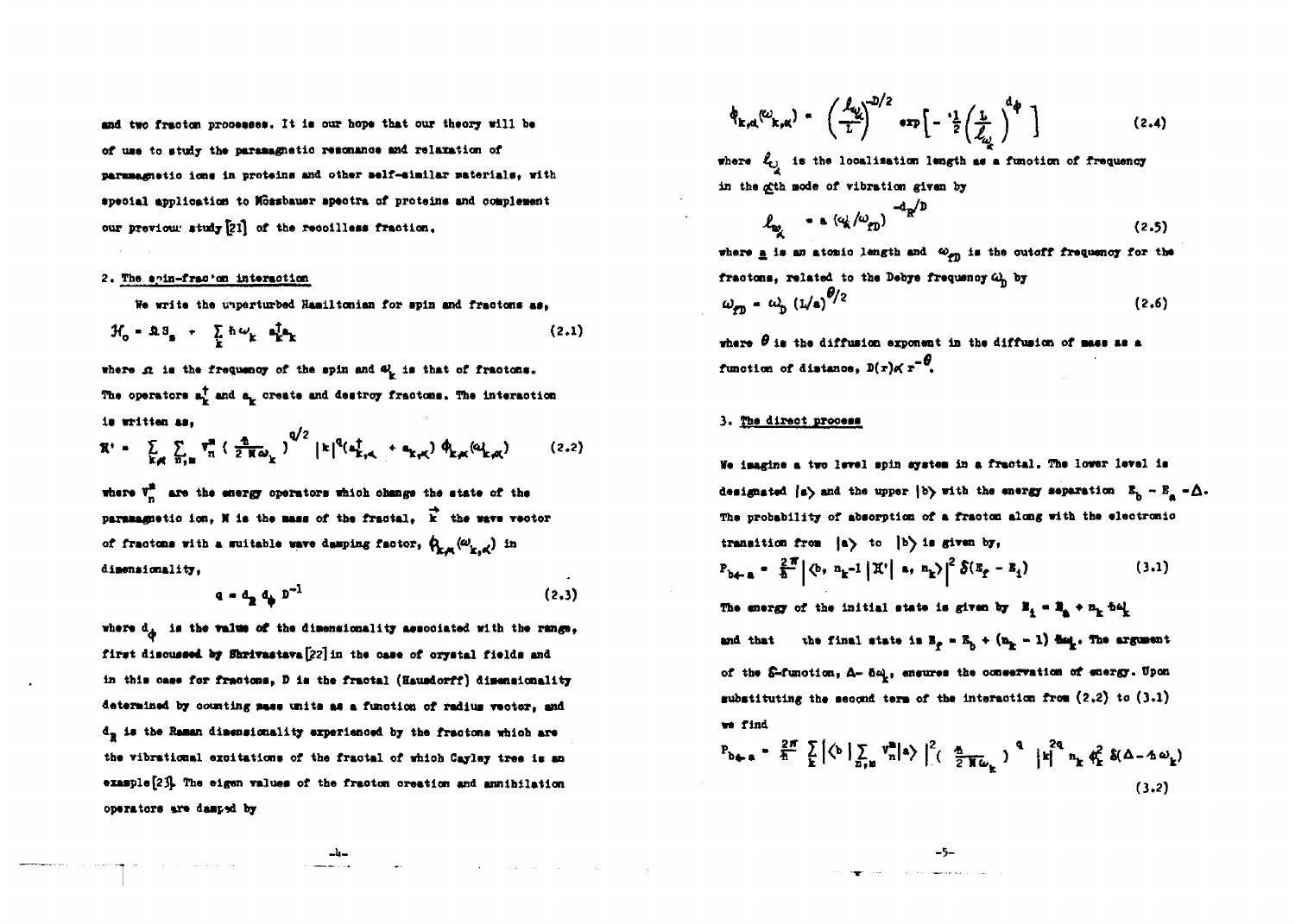and two fracton processes. It is our hope that our theory will be of use to study the paramagnetic resonance and relaxation of paramagnetic ions in proteins and other self-similar materials, with special application to Mössbauer spectra of proteins and complement our previous study [21] of the recoilless fraction.

## 2. The spin-fracton interaction

We write the unperturbed Hamiltonian for spin and fractons as,

$$\mathcal{H}_o = \Omega S_z + \sum_k \hbar\omega_k \; a_k^\dagger a_k \tag{2.1}$$

where $\Omega$ is the frequency of the spin and $\omega_k$ is that of fractons. The operators $a_k^\dagger$ and $a_k$ create and destroy fractons. The interaction is written as,

$$\mathcal{H}' = \sum_{k\alpha} \sum_{n,m} V_n^m \left( \frac{\hbar}{2M\omega_k} \right)^{q/2} |k|^q (a_{k,\alpha}^\dagger + a_{k,\alpha}) \, \phi_{k,\alpha}(\omega_{k,\alpha}) \tag{2.2}$$

where $V_n^m$ are the energy operators which change the state of the paramagnetic ion, $M$ is the mass of the fractal, $\vec{k}$ the wave vector of fractons with a suitable wave damping factor, $\phi_{k,\alpha}(\omega_{k,\alpha})$ in dimensionality,

$$q = d_R \, d_\phi \, D^{-1} \tag{2.3}$$

where $d_\phi$ is the value of the dimensionality associated with the range, first discussed by Shrivastava [22] in the case of crystal fields and in this case for fractons, $D$ is the fractal (Hausdorff) dimensionality determined by counting mass units as a function of radius vector, and $d_R$ is the Raman dimensionality experienced by the fractons which are the vibrational excitations of the fractal of which Cayley tree is an example [23]. The eigen values of the fracton creation and annihilation operators are damped by

$$\phi_{k,\alpha}(\omega_{k,\alpha}) = \left( \frac{\ell_{\omega_\alpha}}{L} \right)^{-D/2} \exp\left[ -\frac{1}{2} \left( \frac{L}{\ell_{\omega_\alpha}} \right)^{d_\phi} \right] \tag{2.4}$$

where $\ell_{\omega_\alpha}$ is the localisation length as a function of frequency in the $\alpha$th mode of vibration given by

$$\ell_{\omega_\alpha} = a \, (\omega_k / \omega_{fD})^{-d_R/D} \tag{2.5}$$

where $a$ is an atomic length and $\omega_{fD}$ is the cutoff frequency for the fractons, related to the Debye frequency $\omega_D$ by

$$\omega_{fD} = \omega_D \, (L/a)^{\theta/2} \tag{2.6}$$

where $\theta$ is the diffusion exponent in the diffusion of mass as a function of distance, $D(r) \propto r^{-\theta}$.

## 3. The direct process

We imagine a two level spin system in a fractal. The lower level is designated $|a\rangle$ and the upper $|b\rangle$ with the energy separation $E_b - E_a = \Delta$. The probability of absorption of a fracton along with the electronic transition from $|a\rangle$ to $|b\rangle$ is given by,

$$P_{b \leftarrow a} = \frac{2\pi}{\hbar} \left| \langle b, \, n_k - 1 \, | \mathcal{H}' | \, a, \, n_k \rangle \right|^2 \delta(E_f - E_i) \tag{3.1}$$

The energy of the initial state is given by $E_i = E_a + n_k \hbar\omega_k$ and that the final state is $E_f = E_b + (n_k - 1)\hbar\omega_k$. The argument of the $\delta$-function, $\Delta - \hbar\omega_k$, ensures the conservation of energy. Upon substituting the second term of the interaction from (2.2) to (3.1) we find

$$P_{b \leftarrow a} = \frac{2\pi}{\hbar} \sum_k \left| \langle b \, | \sum_{n,m} V_n^m | a \rangle \right|^2 \left( \frac{\hbar}{2M\omega_k} \right)^q |k|^{2q} \, n_k \, \phi_k^2 \, \delta(\Delta - \hbar\omega_k) \tag{3.2}$$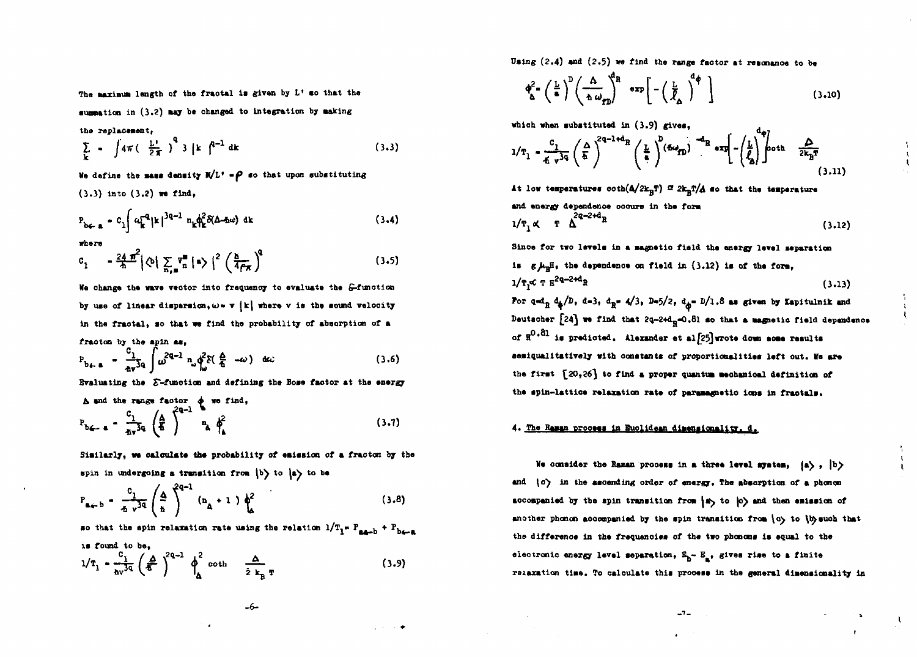The maximum length of the fractal is given by L' so that the summation in (3.2) may be changed to integration by making the replacement,

$$\sum_k = \int 4\pi \left( \frac{L'}{2\pi} \right)^q 3 \, |k|^{q-1} \, dk \tag{3.3}$$

We define the mass density $M/L' = \rho$ so that upon substituting (3.3) into (3.2) we find,

$$P_{b \leftarrow a} = C_1 \int \omega_k^{-q} |k|^{3q-1} \, n_k \phi_k^2 \delta(\Delta - \hbar\omega) \, dk \tag{3.4}$$

where

$$C_1 = \frac{24\pi^2}{\hbar} \left| \langle b | \sum_{n,m} V_n^m | a \rangle \right|^2 \left( \frac{\hbar}{4\rho\pi} \right)^q \tag{3.5}$$

We change the wave vector into frequency to evaluate the $\delta$-function by use of linear dispersion, $\omega = v\,|k|$ where v is the sound velocity in the fractal, so that we find the probability of absorption of a fracton by the spin as,

$$P_{b \leftarrow a} = \frac{C_1}{\hbar v^{3q}} \int \omega^{2q-1} \, n_\omega \phi_\omega^2 \, \delta\!\left( \frac{\Delta}{\hbar} - \omega \right) \, d\omega \tag{3.6}$$

Evaluating the $\delta$-function and defining the Bose factor at the energy $\Delta$ and the range factor $\phi$ we find,

$$P_{b \leftarrow a} = \frac{C_1}{\hbar v^{3q}} \left( \frac{\Delta}{\hbar} \right)^{2q-1} n_\Delta \phi_\Delta^2 \tag{3.7}$$

Similarly, we calculate the probability of emission of a fracton by the spin in undergoing a transition from $|b\rangle$ to $|a\rangle$ to be

$$P_{a \leftarrow b} = \frac{C_1}{\hbar v^{3q}} \left( \frac{\Delta}{\hbar} \right)^{2q-1} (n_\Delta + 1) \, \phi_\Delta^2 \tag{3.8}$$

so that the spin relaxation rate using the relation $1/T_1 = P_{a \leftarrow b} + P_{b \leftarrow a}$ is found to be,

$$1/T_1 = \frac{C_1}{\hbar v^{3q}} \left( \frac{\Delta}{\hbar} \right)^{2q-1} \phi_\Delta^2 \coth \frac{\Delta}{2 k_B T} \tag{3.9}$$

Using (2.4) and (2.5) we find the range factor at resonance to be

$$\phi_\Delta^2 = \left( \frac{L}{a} \right)^D \left( \frac{\Delta}{\hbar \omega_{FD}} \right)^{d_R} \exp\left[ - \left( \frac{L}{\ell_\Delta} \right)^{d_\phi} \right] \tag{3.10}$$

which when substituted in (3.9) gives,

$$1/T_1 = \frac{C_1}{\hbar v^{3q}} \left( \frac{\Delta}{\hbar} \right)^{2q-1+d_R} \left( \frac{L}{a} \right)^D (\hbar\omega_{FD})^{-d_R} \exp\left[ - \left( \frac{L}{\ell_\Delta} \right)^{d_\phi} \right] \coth \frac{\Delta}{2k_B T} \tag{3.11}$$

At low temperatures $\coth(\Delta/2k_B T) \cong 2k_B T/\Delta$ so that the temperature and energy dependence occurs in the form

$$1/T_1 \propto T \, \Delta^{2q-2+d_R} \tag{3.12}$$

Since for two levels in a magnetic field the energy level separation is $g\mu_B H$, the dependence on field in (3.12) is of the form,

$$1/T_1 \propto T \, H^{2q-2+d_R} \tag{3.13}$$

For $q = d_R d_\phi / D$, $d = 3$, $d_R = 4/3$, $D = 5/2$, $d_\phi = D/1.8$ as given by Kapitulnik and Deutscher [24] we find that $2q - 2 + d_R = 0.81$ so that a magnetic field dependence of $H^{0.81}$ is predicted. Alexander et al [25] wrote down some results semiqualitatively with constants of proportionalities left out. We are the first [20,26] to find a proper quantum mechanical definition of the spin-lattice relaxation rate of paramagnetic ions in fractals.

## 4. The Raman process in Euclidean dimensionality, d.

We consider the Raman process in a three level system, $|a\rangle$, $|b\rangle$ and $|c\rangle$ in the ascending order of energy. The absorption of a phonon accompanied by the spin transition from $|a\rangle$ to $|c\rangle$ and then emission of another phonon accompanied by the spin transition from $|c\rangle$ to $|b\rangle$ such that the difference in the frequencies of the two phonons is equal to the electronic energy level separation, $E_b - E_a$, gives rise to a finite relaxation time. To calculate this process in the general dimensionality in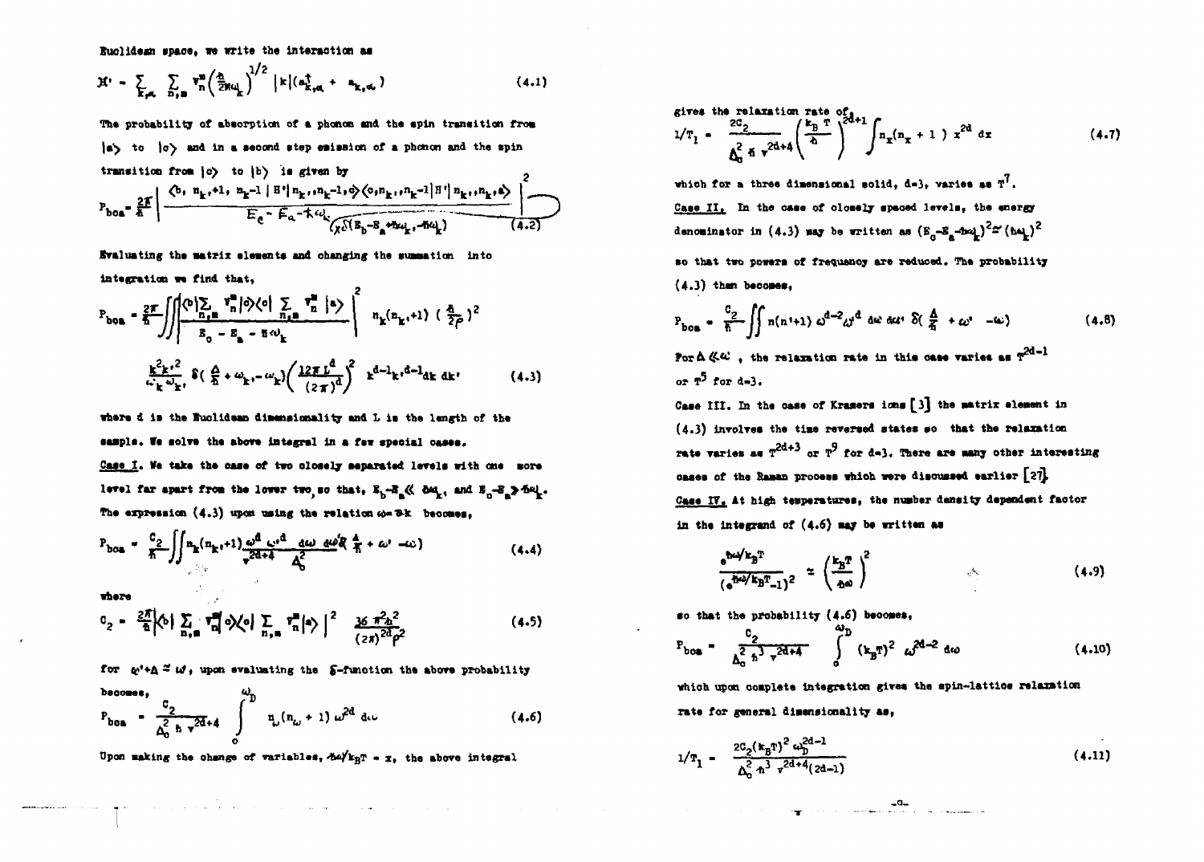Euclidean space, we write the interaction as

$$\mathcal{H}' = \sum_{k,\alpha} \sum_{n,m} V_n^m \left(\frac{\hbar}{2M\omega_k}\right)^{1/2} |k| (a_{k,\alpha}^\dagger + a_{k,\alpha}) \tag{4.1}$$

The probability of absorption of a phonon and the spin transition from $|a\rangle$ to $|c\rangle$ and in a second step emission of a phonon and the spin transition from $|c\rangle$ to $|b\rangle$ is given by

$$P_{boa} = \frac{2\pi}{\hbar} \left| \frac{\langle b, n_{k'}+1, n_k-1 | H' | n_{k'}, n_k-1, c\rangle \langle c, n_{k'}, n_k-1 | H' | n_{k'}, n_k, a\rangle}{E_c - E_a - \hbar\omega_k} \right|^2 \delta(E_b - E_a + \hbar\omega_{k'} - \hbar\omega_k) \tag{4.2}$$

Evaluating the matrix elements and changing the summation into integration we find that,

$$P_{boa} = \frac{2\pi}{\hbar} \iint \left| \frac{\langle b| \sum_{n,m} V_n^m |c\rangle \langle c| \sum_{n,m} V_n^m |a\rangle}{E_c - E_a - \hbar\omega_k} \right|^2 n_k(n_{k'}+1) \left(\frac{\hbar}{2\rho}\right)^2$$

$$\frac{k^2 k'^2}{\omega_k \omega_{k'}} \delta\left(\frac{\Delta}{\hbar} + \omega_{k'} - \omega_k\right) \left(\frac{12\pi L^d}{(2\pi)^d}\right)^2 k^{d-1} k'^{d-1} dk\, dk' \tag{4.3}$$

where d is the Euclidean dimensionality and L is the length of the sample. We solve the above integral in a few special cases.

*Case I.* We take the case of two closely separated levels with one more level far apart from the lower two, so that, $E_b - E_a \ll \hbar\omega_k$, and $E_c - E_a \gg \hbar\omega_k$. The expression (4.3) upon using the relation $\omega = vk$ becomes,

$$P_{boa} = \frac{C_2}{\hbar} \iint n_k(n_k+1) \frac{\omega^d \omega'^d}{v^{2d+4}} \frac{d\omega\, d\omega'}{\Delta_c^2} \delta\left(\frac{\Delta}{\hbar} + \omega' - \omega\right) \tag{4.4}$$

where

$$C_2 = \frac{2\pi}{\hbar} \left| \langle b| \sum_{n,m} V_n^m |c\rangle \langle c| \sum_{n,m} V_n^m |a\rangle \right|^2 \frac{36\pi^2 \hbar^2}{(2\pi)^{2d} \rho^2} \tag{4.5}$$

for $\omega' + \Delta \simeq \omega$, upon evaluating the $\delta$-function the above probability becomes,

$$P_{boa} = \frac{C_2}{\Delta_c^2 \hbar v^{2d+4}} \int_0^{\omega_D} n_\omega(n_\omega + 1)\, \omega^{2d}\, d\omega \tag{4.6}$$

Upon making the change of variables, $\hbar\omega/k_B T = x$, the above integral gives the relaxation rate of

$$1/T_1 = \frac{2C_2}{\Delta_c^2 \hbar v^{2d+4}} \left(\frac{k_B T}{\hbar}\right)^{2d+1} \int n_x(n_x + 1)\, x^{2d}\, dx \tag{4.7}$$

which for a three dimensional solid, d=3, varies as $T^7$.

*Case II.* In the case of closely spaced levels, the energy denominator in (4.3) may be written as $(E_c - E_a - \hbar\omega_k)^2 \simeq (\hbar\omega_k)^2$ so that two powers of frequency are reduced. The probability (4.3) then becomes,

$$P_{boa} = \frac{C_2}{\hbar} \iint n(n'+1)\, \omega^{d-2} \omega'^d\, d\omega\, d\omega'\, \delta\left(\frac{\Delta}{\hbar} + \omega' - \omega\right) \tag{4.8}$$

For $\Delta \ll \omega$, the relaxation rate in this case varies as $T^{2d-1}$ or $T^5$ for d=3.

Case III. In the case of Kramers ions [3] the matrix element in (4.3) involves the time reversed states so that the relaxation rate varies as $T^{2d+3}$ or $T^9$ for d=3. There are many other interesting cases of the Raman process which were discussed earlier [27].

*Case IV.* At high temperatures, the number density dependent factor in the integrand of (4.6) may be written as

$$\frac{e^{\hbar\omega/k_B T}}{(e^{\hbar\omega/k_B T} - 1)^2} \simeq \left(\frac{k_B T}{\hbar\omega}\right)^2 \tag{4.9}$$

so that the probability (4.6) becomes,

$$P_{boa} = \frac{C_2}{\Delta_c^2 \hbar^3 v^{2d+4}} \int_0^{\omega_D} (k_B T)^2\, \omega^{2d-2}\, d\omega \tag{4.10}$$

which upon complete integration gives the spin-lattice relaxation rate for general dimensionality as,

$$1/T_1 = \frac{2C_2 (k_B T)^2 \omega_D^{2d-1}}{\Delta_c^2 \hbar^3 v^{2d+4} (2d-1)} \tag{4.11}$$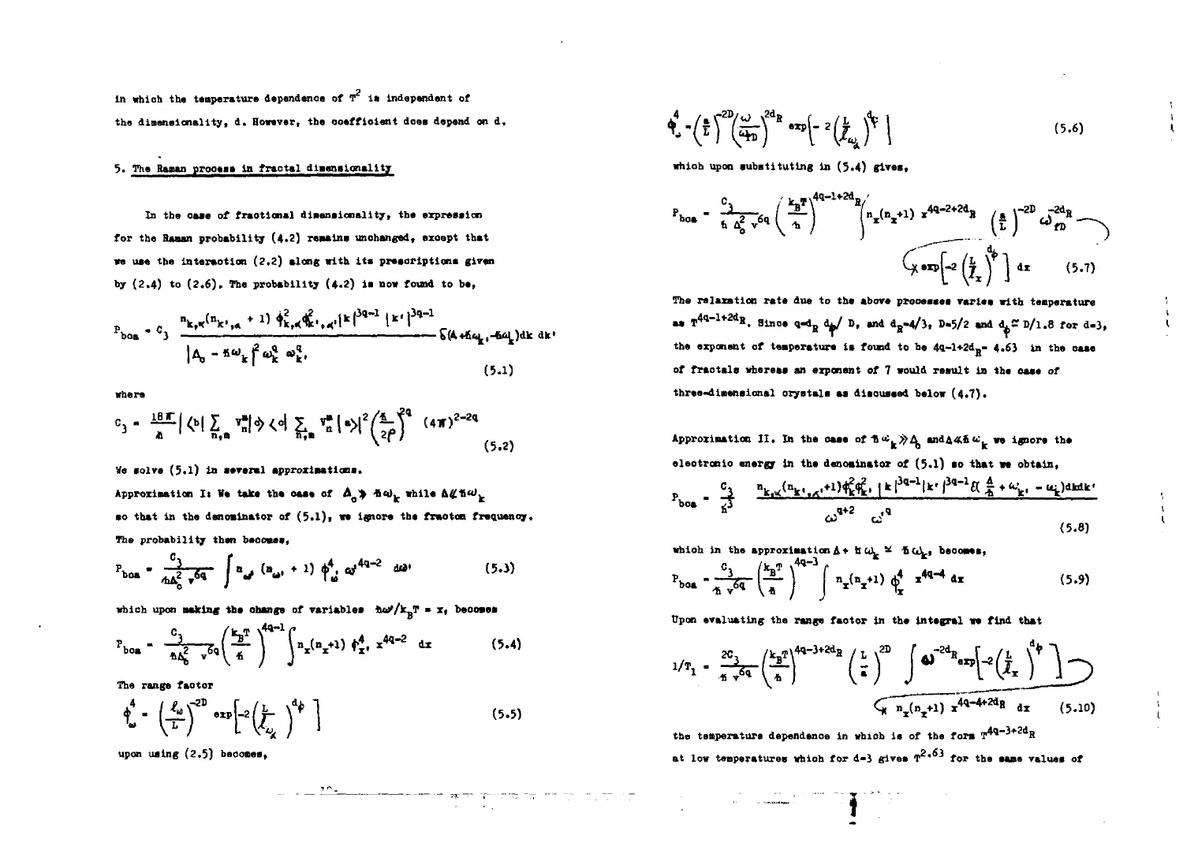in which the temperature dependence of $T^2$ is independent of the dimensionality, d. However, the coefficient does depend on d.

## 5. The Raman process in fractal dimensionality

In the case of fractional dimensionality, the expression for the Raman probability (4.2) remains unchanged, except that we use the interaction (2.2) along with its prescriptions given by (2.4) to (2.6). The probability (4.2) is now found to be,

$$P_{boa} = C_3 \frac{n_{k,\kappa}(n_{k',\kappa'}+1)\,\phi^2_{k,\kappa}\phi^2_{k',\kappa'}|k|^{3q-1}\,|k'|^{3q-1}}{\left|\Delta_o - \hbar\omega_k\right|^2 \omega_k^q\,\omega_{k'}^q}\,\delta(\Delta+\hbar\omega_{k'}-\hbar\omega_k)\,dk\,dk' \tag{5.1}$$

where

$$C_3 = \frac{18\pi}{\hbar}\left|\langle b|\sum_{n,m} V_n^m|\phi\rangle\langle c|\sum_{n,m} V_n^m|a\rangle\right|^2\left(\frac{\hbar}{2\rho}\right)^{2q}(4\pi)^{2-2q} \tag{5.2}$$

We solve (5.1) in several approximations.

Approximation I: We take the case of $\Delta_o \gg \hbar\omega_k$ while $\Delta \ll \hbar\omega_k$ so that in the denominator of (5.1), we ignore the fracton frequency. The probability then becomes,

$$P_{boa} = \frac{C_3}{\hbar\Delta_o^2\,v^{6q}}\int n_{\omega'}(n_{\omega'}+1)\,\phi^4_{\omega'}\,\omega'^{4q-2}\,d\omega' \tag{5.3}$$

which upon making the change of variables $\hbar\omega'/k_BT = x$, becomes

$$P_{boa} = \frac{C_3}{\hbar\Delta_o^2\,v^{6q}}\left(\frac{k_BT}{\hbar}\right)^{4q-1}\int n_x(n_x+1)\,\phi^4_{x'}\,x^{4q-2}\,dx \tag{5.4}$$

The range factor

$$\phi^4_\omega = \left(\frac{\ell_\omega}{L}\right)^{-2D}\exp\left[-2\left(\frac{L}{\ell_{\omega_\kappa}}\right)^{d_\phi}\right] \tag{5.5}$$

upon using (2.5) becomes,

$$\phi^4_\omega = \left(\frac{a}{L}\right)^{-2D}\left(\frac{\omega}{\omega_{fD}}\right)^{2d_R}\exp\left[-2\left(\frac{L}{\ell_{\omega_\kappa}}\right)^{d_\phi}\right] \tag{5.6}$$

which upon substituting in (5.4) gives,

$$P_{boa} = \frac{C_3}{\hbar\Delta_o^2\,v^{6q}}\left(\frac{k_BT}{\hbar}\right)^{4q-1+2d_R}\int n_x(n_x+1)\,x^{4q-2+2d_R}\left(\frac{a}{L}\right)^{-2D}\omega_{fD}^{-2d_R}\times\exp\left[-2\left(\frac{L}{\ell_x}\right)^{d_\phi}\right]dx \tag{5.7}$$

The relaxation rate due to the above processes varies with temperature as $T^{4q-1+2d_R}$. Since $q=d_R\,d_\phi/D$, and $d_R=4/3$, $D=5/2$ and $d_\phi \simeq D/1.8$ for $d=3$, the exponent of temperature is found to be $4q-1+2d_R = 4.63$ in the case of fractals whereas an exponent of 7 would result in the case of three-dimensional crystals as discussed below (4.7).

Approximation II. In the case of $\hbar\omega_k \gg \Delta_o$ and $\Delta \ll \hbar\omega_k$ we ignore the electronic energy in the denominator of (5.1) so that we obtain,

$$P_{boa} = \frac{C_3}{\hbar^3}\,\frac{n_{k,\kappa}(n_{k',\kappa'}+1)\phi^2_k\phi^2_{k'}\,|k|^{3q-1}|k'|^{3q-1}\delta\!\left(\frac{\Delta}{\hbar}+\omega_{k'}-\omega_k\right)dk\,dk'}{\omega^{q+2}\quad\omega'^{q}} \tag{5.8}$$

which in the approximation $\Delta+\hbar\omega_k \simeq \hbar\omega_k$, becomes,

$$P_{boa} = \frac{C_3}{\hbar\,v^{6q}}\left(\frac{k_BT}{\hbar}\right)^{4q-3}\int n_x(n_x+1)\,\phi^4_x\,x^{4q-4}\,dx \tag{5.9}$$

Upon evaluating the range factor in the integral we find that

$$1/T_1 = \frac{2C_3}{\hbar\,v^{6q}}\left(\frac{k_BT}{\hbar}\right)^{4q-3+2d_R}\left(\frac{L}{a}\right)^{2D}\int\omega^{-2d_R}\exp\left[-2\left(\frac{L}{\ell_x}\right)^{d_\phi}\right]\times n_x(n_x+1)\,x^{4q-4+2d_R}\,dx \tag{5.10}$$

the temperature dependence in which is of the form $T^{4q-3+2d_R}$ at low temperatures which for $d=3$ gives $T^{2.63}$ for the same values of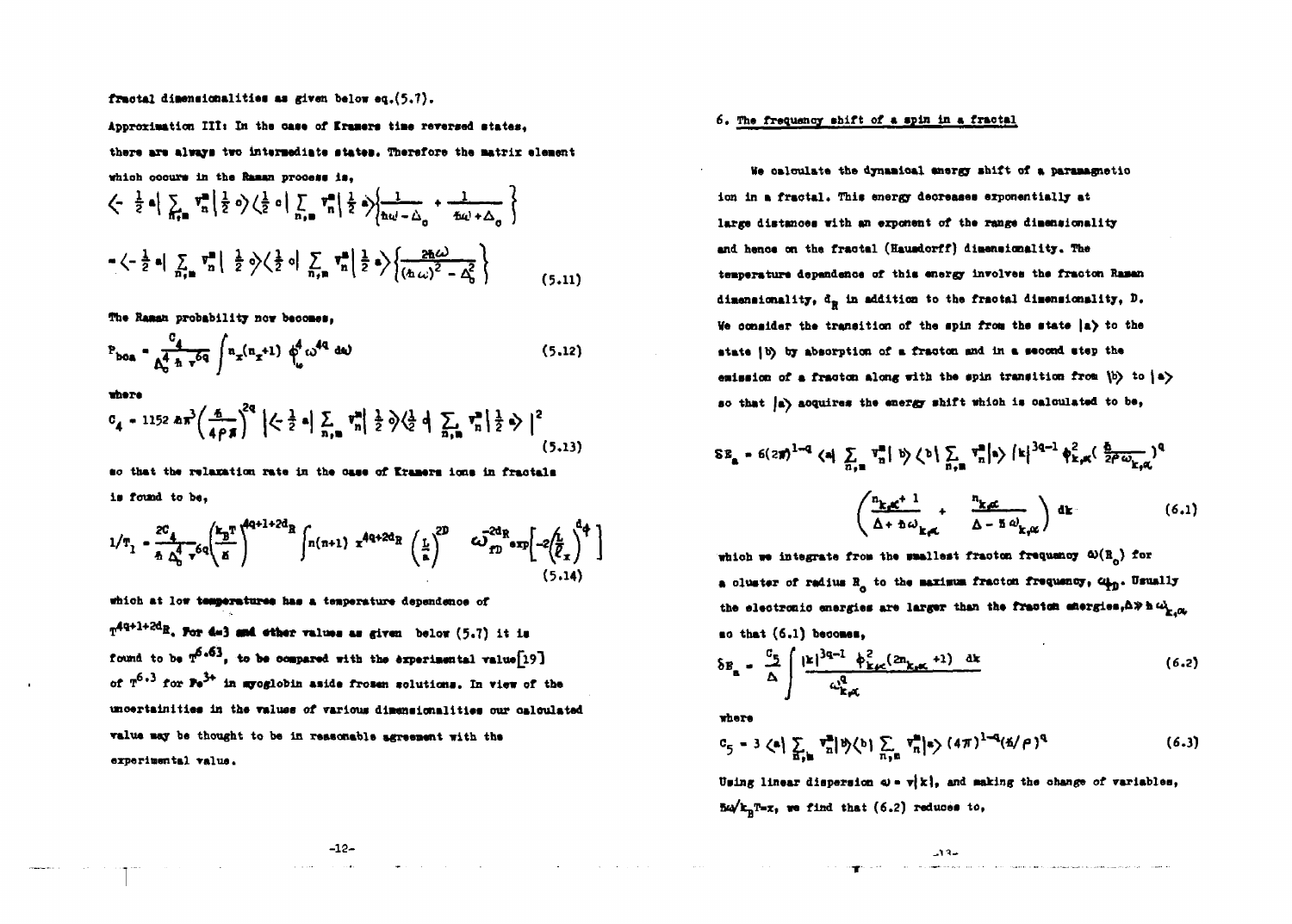fractal dimensionalities as given below eq.(5.7).

Approximation III: In the case of Kramers time reversed states, there are always two intermediate states. Therefore the matrix element which occurs in the Raman process is,

$$\left\langle -\tfrac{1}{2}\, a \right| \sum_{n,m} V_n^m \left| \tfrac{1}{2}\, c \right\rangle \left\langle \tfrac{1}{2}\, c \right| \sum_{n,m} V_n^m \left| \tfrac{1}{2}\, a \right\rangle \left\{ \frac{1}{\hbar\omega - \Delta_0} + \frac{1}{\hbar\omega + \Delta_0} \right\}$$

$$= \left\langle -\tfrac{1}{2}\, a \right| \sum_{n,m} V_n^m \left| \tfrac{1}{2}\, c \right\rangle \left\langle \tfrac{1}{2}\, c \right| \sum_{n,m} V_n^m \left| \tfrac{1}{2}\, a \right\rangle \left\{ \frac{2\hbar\omega}{(\hbar\omega)^2 - \Delta_0^2} \right\} \tag{5.11}$$

The Raman probability now becomes,

$$P_{boa} = \frac{C_4}{\Delta_0^4\, \hbar\, v^{6q}} \int n_x(n_x+1)\, \phi_\omega^4\, \omega^{4q}\, d\omega \tag{5.12}$$

where

$$C_4 = 1152\, \Delta\pi^3 \left(\frac{\hbar}{4\rho\pi}\right)^{2q} \left| \left\langle -\tfrac{1}{2}\, a \right| \sum_{n,m} V_n^m \left| \tfrac{1}{2}\, c \right\rangle \left\langle \tfrac{1}{2}\, c \right| \sum_{n,m} V_n^m \left| \tfrac{1}{2}\, a \right\rangle \right|^2 \tag{5.13}$$

so that the relaxation rate in the case of Kramers ions in fractals is found to be,

$$1/T_1 = \frac{2C_4}{\hbar\, \Delta_0^4\, v^{6q}} \left(\frac{k_B T}{\hbar}\right)^{4q+1+2d_R} \int n(n+1)\, x^{4q+2d_R} \left(\frac{L}{a}\right)^{2D} \omega_{fD}^{-2d_R} \exp\left[-2\left(\frac{L}{\ell_x}\right)^{d_\phi}\right] \tag{5.14}$$

which at low temperatures has a temperature dependence of $T^{4q+1+2d_R}$. For d=3 and other values as given below (5.7) it is found to be $T^{6.63}$, to be compared with the experimental value[19] of $T^{6.3}$ for $Fe^{3+}$ in myoglobin aside frozen solutions. In view of the uncertainities in the values of various dimensionalities our calculated value may be thought to be in reasonable agreement with the experimental value.

## 6. The frequency shift of a spin in a fractal

We calculate the dynamical energy shift of a paramagnetic ion in a fractal. This energy decreases exponentially at large distances with an exponent of the range dimensionality and hence on the fractal (Hausdorff) dimensionality. The temperature dependence of this energy involves the fracton Raman dimensionality, $d_R$ in addition to the fractal dimensionality, D. We consider the transition of the spin from the state $|a\rangle$ to the state $|b\rangle$ by absorption of a fracton and in a second step the emission of a fracton along with the spin transition from $|b\rangle$ to $|a\rangle$ so that $|a\rangle$ acquires the energy shift which is calculated to be,

$$\delta E_a = 6(2\pi)^{1-q} \langle a| \sum_{n,m} V_n^m |b\rangle \langle b| \sum_{n,m} V_n^m |a\rangle\, |k|^{3q-1}\, \phi_{k,\alpha}^2 \left(\frac{\hbar}{2\rho\,\omega_{k,\alpha}}\right)^q \left( \frac{n_{k,\alpha}+1}{\Delta + \hbar\omega_{k,\alpha}} + \frac{n_{k,\alpha}}{\Delta - \hbar\omega_{k,\alpha}} \right) dk \tag{6.1}$$

which we integrate from the smallest fracton frequency $\omega(R_o)$ for a cluster of radius $R_o$ to the maximum fracton frequency, $\omega_{fD}$. Usually the electronic energies are larger than the fracton energies, $\Delta \gg \hbar\omega_{k,\alpha}$ so that (6.1) becomes,

$$\delta E_a = \frac{C_5}{\Delta} \int \frac{|k|^{3q-1}\, \phi_{k,\alpha}^2 (2n_{k,\alpha}+1)\; dk}{\omega_{k,\alpha}^q} \tag{6.2}$$

where

$$C_5 = 3 \langle a| \sum_{n,m} V_n^m |b\rangle \langle b| \sum_{n,m} V_n^m |a\rangle\, (4\pi)^{1-q} (\hbar/\rho)^q \tag{6.3}$$

Using linear dispersion $\omega = v|k|$, and making the change of variables, $\hbar\omega/k_B T = x$, we find that (6.2) reduces to,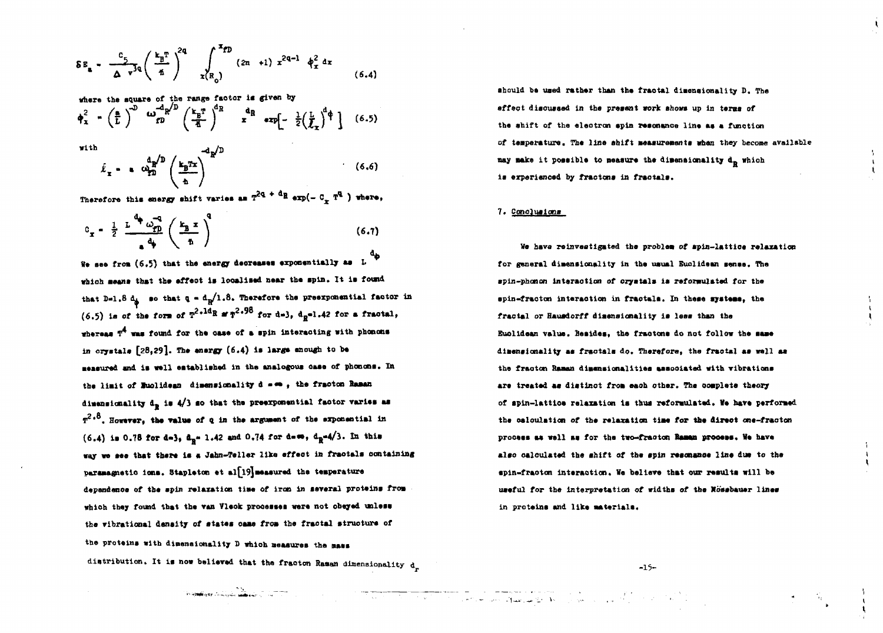$$\delta E_a = \frac{C_5}{\Delta\, v^{3q}} \left( \frac{k_B T}{\hbar} \right)^{2q} \int_{x(R_0)}^{x_{fD}} (2n+1)\, x^{2q-1}\, \phi_x^2\, dx \tag{6.4}$$

where the square of the range factor is given by

$$\phi_x^2 = \left( \frac{a}{L} \right)^{-D} \omega_{fD}^{-d_R/D} \left( \frac{k_B T}{\hbar} \right)^{d_R} x^{d_R} \exp\left[ -\frac{1}{2} \left( \frac{L}{\ell_x} \right)^{d_\phi} \right] \tag{6.5}$$

with

$$\ell_x = a\, \omega_{fD}^{d_R/D} \left( \frac{k_B T x}{\hbar} \right)^{-d_R/D} \tag{6.6}$$

Therefore this energy shift varies as $T^{2q + d_R} \exp(-C_x T^q)$ where,

$$C_x = \frac{1}{2} \frac{L^{d_\phi} \omega_{fD}^{-q}}{a^{d_\phi}} \left( \frac{k_B x}{\hbar} \right)^q \tag{6.7}$$

We see from (6.5) that the energy decreases exponentially as $L^{d_\phi}$ which means that the effect is localised near the spin. It is found that $D = 1.8\, d_\phi$ so that $q = d_R/1.8$. Therefore the preexponential factor in (6.5) is of the form of $T^{2.1 d_R} \simeq T^{2.98}$ for $d=3$, $d_R = 1.42$ for a fractal, whereas $T^4$ was found for the case of a spin interacting with phonons in crystals [28,29]. The energy (6.4) is large enough to be measured and is well established in the analogous case of phonons. In the limit of Euclidean dimensionality $d = \infty$, the fracton Raman dimensionality $d_R$ is $4/3$ so that the preexponential factor varies as $T^{2.8}$. However, the value of $q$ in the argument of the exponential in (6.4) is 0.78 for $d=3$, $d_R = 1.42$ and 0.74 for $d = \infty$, $d_R = 4/3$. In this way we see that there is a Jahn-Teller like effect in fractals containing paramagnetic ions. Stapleton et al[19] measured the temperature dependence of the spin relaxation time of iron in several proteins from which they found that the van Vleck processes were not obeyed unless the vibrational density of states came from the fractal structure of the proteins with dimensionality D which measures the mass distribution. It is now believed that the fracton Raman dimensionality $d_r$ should be used rather than the fractal dimensionality D. The effect discussed in the present work shows up in terms of the shift of the electron spin resonance line as a function of temperature. The line shift measurements when they become available may make it possible to measure the dimensionality $d_R$ which is experienced by fractons in fractals.

## 7. Conclusions

We have reinvestigated the problem of spin-lattice relaxation for general dimensionality in the usual Euclidean sense. The spin-phonon interaction of crystals is reformulated for the spin-fracton interaction in fractals. In these systems, the fractal or Hausdorff dimensionality is less than the Euclidean value. Besides, the fractons do not follow the same dimensionality as fractals do. Therefore, the fractal as well as the fracton Raman dimensionalities associated with vibrations are treated as distinct from each other. The complete theory of spin-lattice relaxation is thus reformulated. We have performed the calculation of the relaxation time for the direct one-fracton process as well as for the two-fracton Raman process. We have also calculated the shift of the spin resonance line due to the spin-fracton interaction. We believe that our results will be useful for the interpretation of widths of the Mössbauer lines in proteins and like materials.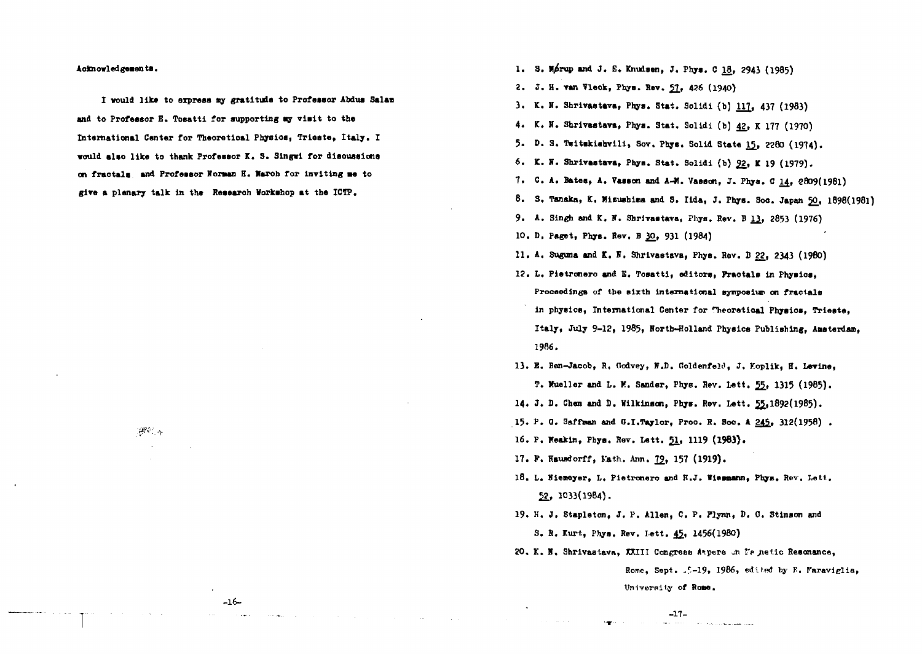Acknowledgements.

I would like to express my gratitude to Professor Abdus Salam and to Professor E. Tosatti for supporting my visit to the International Center for Theoretical Physics, Trieste, Italy. I would also like to thank Professor K. S. Singwi for discussions on fractals and Professor Norman H. March for inviting me to give a plenary talk in the Research Workshop at the ICTP.

1. S. Mørup and J. E. Knudsen, J. Phys. C 18, 2943 (1985)
2. J. H. van Vleck, Phys. Rev. 57, 426 (1940)
3. K. N. Shrivastava, Phys. Stat. Solidi (b) 117, 437 (1983)
4. K. N. Shrivastava, Phys. Stat. Solidi (b) 42, K 177 (1970)
5. D. S. Tsitskishvili, Sov. Phys. Solid State 15, 2280 (1974).
6. K. N. Shrivastava, Phys. Stat. Solidi (b) 92, K 19 (1979).
7. C. A. Bates, A. Vasson and A-M. Vasson, J. Phys. C 14, 2809(1981)
8. S. Tanaka, K. Mizushima and S. Iida, J. Phys. Soc. Japan 50, 1898(1981)
9. A. Singh and K. N. Shrivastava, Phys. Rev. B 13, 2853 (1976)
10. D. Paget, Phys. Rev. B 30, 931 (1984)
11. A. Suguna and K. N. Shrivastava, Phys. Rev. B 22, 2343 (1980)
12. L. Pietronero and E. Tosatti, editors, Fractals in Physics, Proceedings of the sixth international symposium on fractals in physics, International Center for Theoretical Physics, Trieste, Italy, July 9-12, 1985, North-Holland Physics Publishing, Amsterdam, 1986.
13. E. Ben-Jacob, R. Godvey, N.D. Goldenfeld, J. Koplik, H. Levine, T. Mueller and L. M. Sander, Phys. Rev. Lett. 55, 1315 (1985).
14. J. D. Chen and D. Wilkinson, Phys. Rev. Lett. 55,1892(1985).
15. P. G. Saffman and G.I.Taylor, Proc. R. Soc. A 245, 312(1958) .
16. P. Meakin, Phys. Rev. Lett. 51, 1119 (1983).
17. F. Hausdorff, Math. Ann. 79, 157 (1919).
18. L. Niemeyer, L. Pietronero and H.J. Wiesmann, Phys. Rev. Lett. 52, 1033(1984).
19. H. J. Stapleton, J. P. Allen, C. P. Flynn, D. G. Stinson and S. R. Kurt, Phys. Rev. Lett. 45, 1456(1980)
20. K. N. Shrivastava, XXIII Congress Ampere on Magnetic Resonance, Rome, Sept. 15-19, 1986, edited by B. Maraviglia, University of Rome.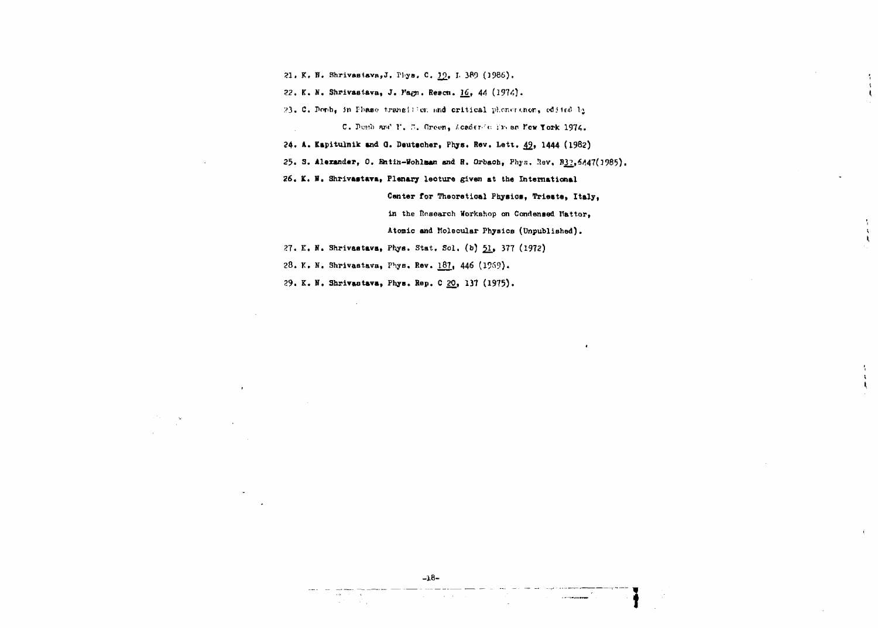21. K. N. Shrivastava, J. Phys. C. 19, L 389 (1986).

22. K. N. Shrivastava, J. Magn. Reson. 16, 44 (1974).

23. C. Domb, in Phase transition and critical phenomena, edited by C. Domb and M. S. Green, Academic Press New York 1974.

24. A. Kapitulnik and G. Deutscher, Phys. Rev. Lett. 49, 1444 (1982)

25. S. Alexander, O. Entin-Wohlman and R. Orbach, Phys. Rev. B32, 6447(1985).

26. K. N. Shrivastava, Plenary lecture given at the International Center for Theoretical Physics, Trieste, Italy, in the Research Workshop on Condensed Matter, Atomic and Molecular Physics (Unpublished).

27. K. N. Shrivastava, Phys. Stat. Sol. (b) 51, 377 (1972)

28. K. N. Shrivastava, Phys. Rev. 187, 446 (1969).

29. K. N. Shrivastava, Phys. Rep. C 20, 137 (1975).